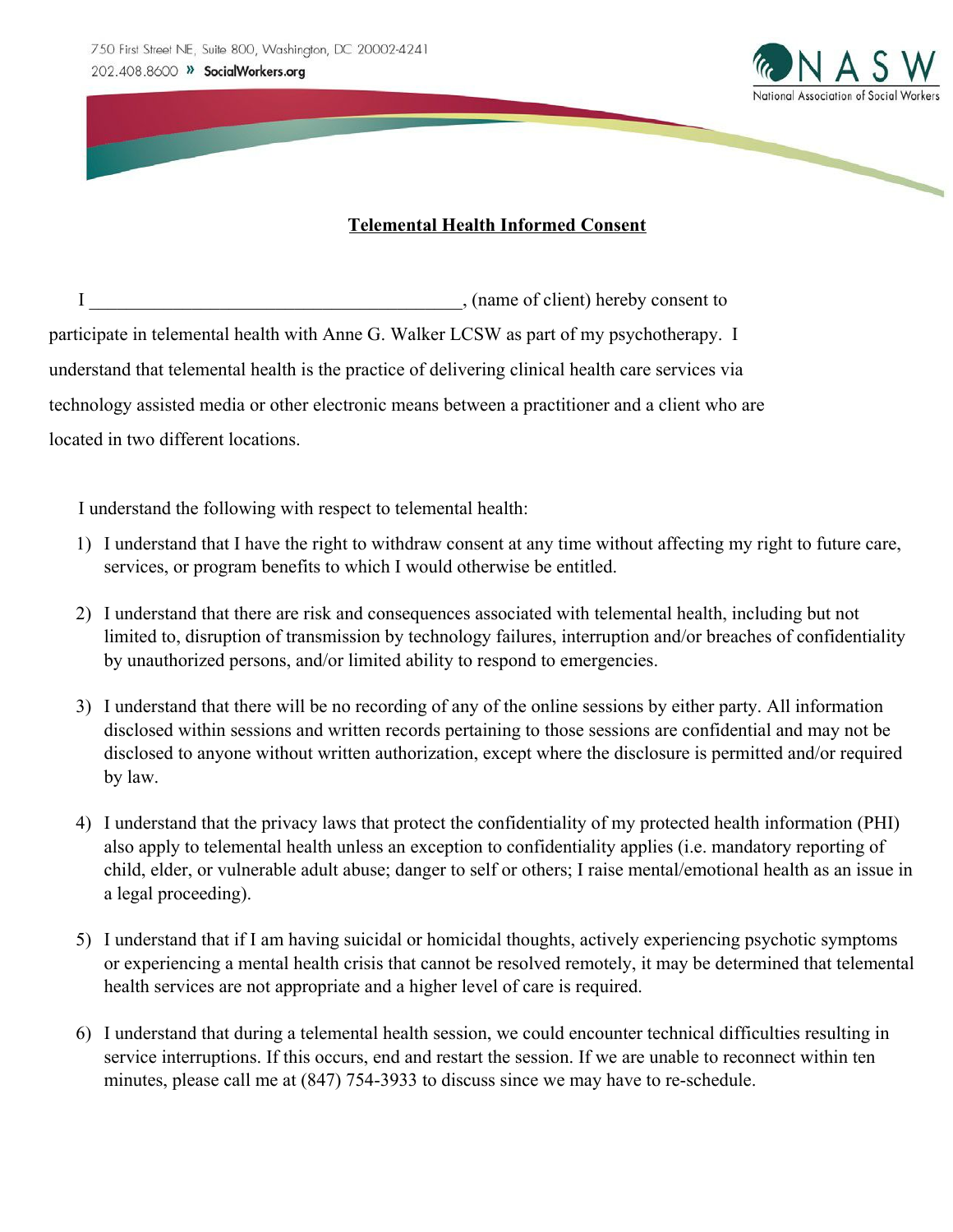750 First Street NE, Suite 800, Washington, DC 20002-4241
202.408.8600 » SocialWorkers.org

NASW
National Association of Social Workers

## Telemental Health Informed Consent

I ________________________________________, (name of client) hereby consent to participate in telemental health with Anne G. Walker LCSW as part of my psychotherapy. I understand that telemental health is the practice of delivering clinical health care services via technology assisted media or other electronic means between a practitioner and a client who are located in two different locations.

I understand the following with respect to telemental health:

1) I understand that I have the right to withdraw consent at any time without affecting my right to future care, services, or program benefits to which I would otherwise be entitled.

2) I understand that there are risk and consequences associated with telemental health, including but not limited to, disruption of transmission by technology failures, interruption and/or breaches of confidentiality by unauthorized persons, and/or limited ability to respond to emergencies.

3) I understand that there will be no recording of any of the online sessions by either party. All information disclosed within sessions and written records pertaining to those sessions are confidential and may not be disclosed to anyone without written authorization, except where the disclosure is permitted and/or required by law.

4) I understand that the privacy laws that protect the confidentiality of my protected health information (PHI) also apply to telemental health unless an exception to confidentiality applies (i.e. mandatory reporting of child, elder, or vulnerable adult abuse; danger to self or others; I raise mental/emotional health as an issue in a legal proceeding).

5) I understand that if I am having suicidal or homicidal thoughts, actively experiencing psychotic symptoms or experiencing a mental health crisis that cannot be resolved remotely, it may be determined that telemental health services are not appropriate and a higher level of care is required.

6) I understand that during a telemental health session, we could encounter technical difficulties resulting in service interruptions. If this occurs, end and restart the session. If we are unable to reconnect within ten minutes, please call me at (847) 754-3933 to discuss since we may have to re-schedule.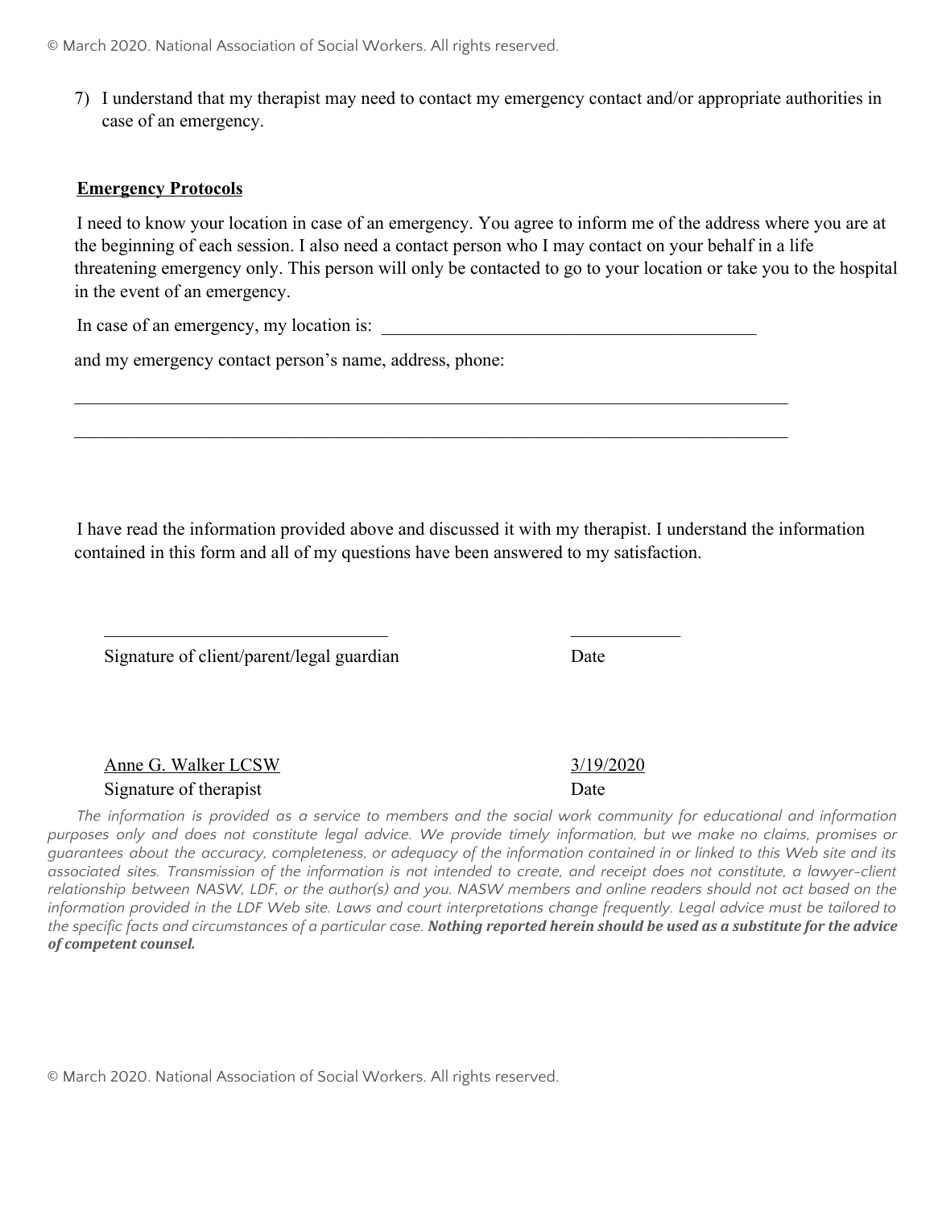7) I understand that my therapist may need to contact my emergency contact and/or appropriate authorities in case of an emergency.

**Emergency Protocols**

I need to know your location in case of an emergency. You agree to inform me of the address where you are at the beginning of each session. I also need a contact person who I may contact on your behalf in a life threatening emergency only. This person will only be contacted to go to your location or take you to the hospital in the event of an emergency.

In case of an emergency, my location is: ___________________________________________

and my emergency contact person's name, address, phone:

_________________________________________________________________________________

_________________________________________________________________________________

I have read the information provided above and discussed it with my therapist. I understand the information contained in this form and all of my questions have been answered to my satisfaction.

________________________________ ____________

Signature of client/parent/legal guardian Date

Anne G. Walker LCSW 3/19/2020

Signature of therapist Date

*The information is provided as a service to members and the social work community for educational and information purposes only and does not constitute legal advice. We provide timely information, but we make no claims, promises or guarantees about the accuracy, completeness, or adequacy of the information contained in or linked to this Web site and its associated sites. Transmission of the information is not intended to create, and receipt does not constitute, a lawyer-client relationship between NASW, LDF, or the author(s) and you. NASW members and online readers should not act based on the information provided in the LDF Web site. Laws and court interpretations change frequently. Legal advice must be tailored to the specific facts and circumstances of a particular case.* ***Nothing reported herein should be used as a substitute for the advice of competent counsel.***